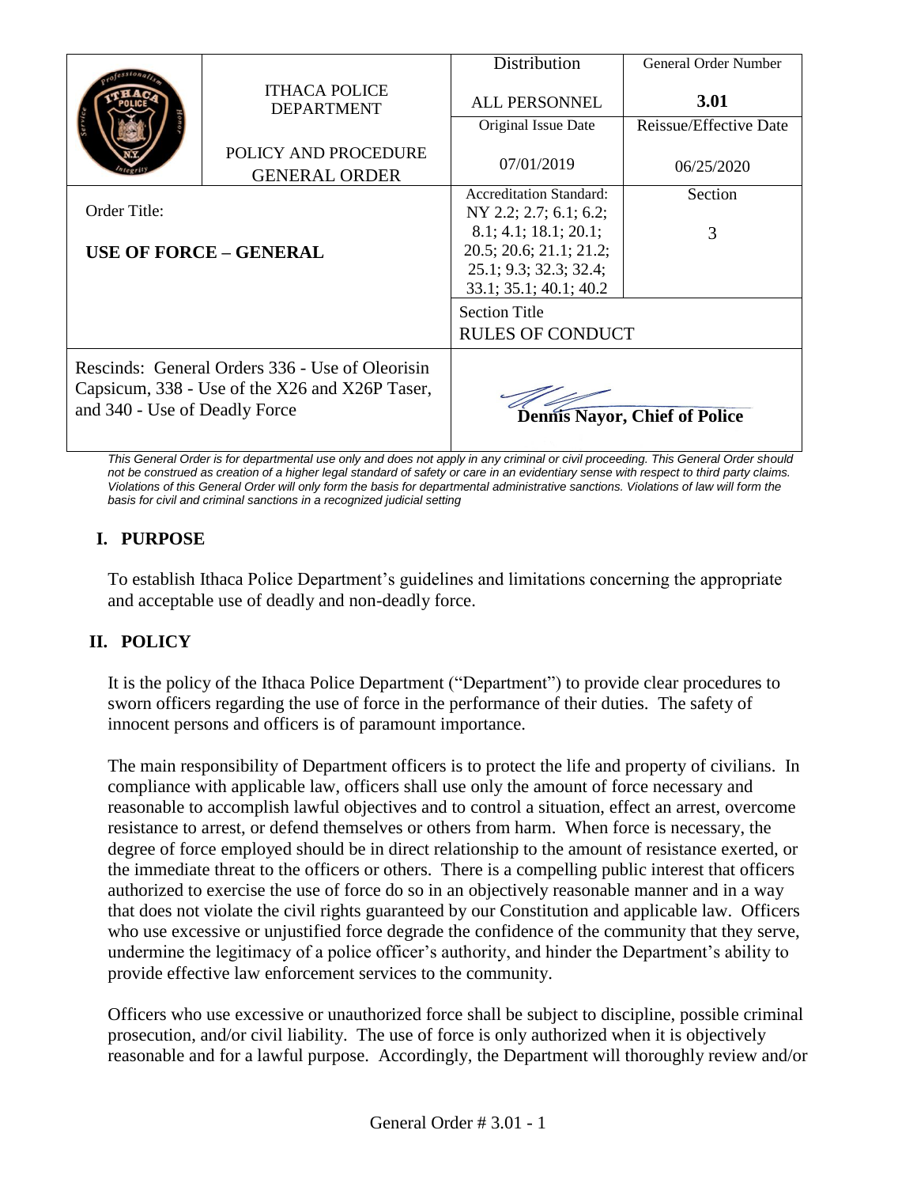| | | Distribution | General Order Number |
|---|---|---|---|
| | ITHACA POLICE DEPARTMENT | ALL PERSONNEL | **3.01** |
| | | Original Issue Date | Reissue/Effective Date |
| | POLICY AND PROCEDURE GENERAL ORDER | 07/01/2019 | 06/25/2020 |
| Order Title: **USE OF FORCE – GENERAL** | | Accreditation Standard: NY 2.2; 2.7; 6.1; 6.2; 8.1; 4.1; 18.1; 20.1; 20.5; 20.6; 21.1; 21.2; 25.1; 9.3; 32.3; 32.4; 33.1; 35.1; 40.1; 40.2 | Section 3 |
| | | Section Title RULES OF CONDUCT | |
| Rescinds: General Orders 336 - Use of Oleorisin Capsicum, 338 - Use of the X26 and X26P Taser, and 340 - Use of Deadly Force | | **Dennis Nayor, Chief of Police** | |

*This General Order is for departmental use only and does not apply in any criminal or civil proceeding. This General Order should not be construed as creation of a higher legal standard of safety or care in an evidentiary sense with respect to third party claims. Violations of this General Order will only form the basis for departmental administrative sanctions. Violations of law will form the basis for civil and criminal sanctions in a recognized judicial setting*

## I. PURPOSE

To establish Ithaca Police Department's guidelines and limitations concerning the appropriate and acceptable use of deadly and non-deadly force.

## II. POLICY

It is the policy of the Ithaca Police Department ("Department") to provide clear procedures to sworn officers regarding the use of force in the performance of their duties. The safety of innocent persons and officers is of paramount importance.

The main responsibility of Department officers is to protect the life and property of civilians. In compliance with applicable law, officers shall use only the amount of force necessary and reasonable to accomplish lawful objectives and to control a situation, effect an arrest, overcome resistance to arrest, or defend themselves or others from harm. When force is necessary, the degree of force employed should be in direct relationship to the amount of resistance exerted, or the immediate threat to the officers or others. There is a compelling public interest that officers authorized to exercise the use of force do so in an objectively reasonable manner and in a way that does not violate the civil rights guaranteed by our Constitution and applicable law. Officers who use excessive or unjustified force degrade the confidence of the community that they serve, undermine the legitimacy of a police officer's authority, and hinder the Department's ability to provide effective law enforcement services to the community.

Officers who use excessive or unauthorized force shall be subject to discipline, possible criminal prosecution, and/or civil liability. The use of force is only authorized when it is objectively reasonable and for a lawful purpose. Accordingly, the Department will thoroughly review and/or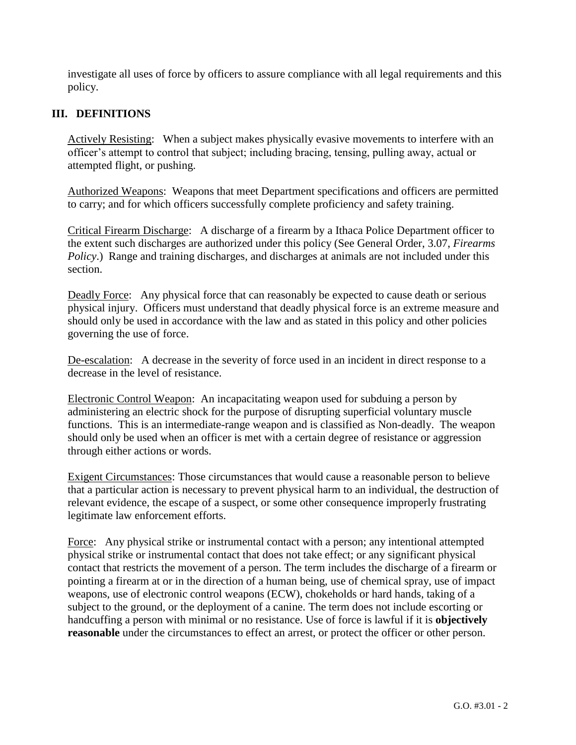investigate all uses of force by officers to assure compliance with all legal requirements and this policy.

## III. DEFINITIONS

Actively Resisting: When a subject makes physically evasive movements to interfere with an officer's attempt to control that subject; including bracing, tensing, pulling away, actual or attempted flight, or pushing.

Authorized Weapons: Weapons that meet Department specifications and officers are permitted to carry; and for which officers successfully complete proficiency and safety training.

Critical Firearm Discharge: A discharge of a firearm by a Ithaca Police Department officer to the extent such discharges are authorized under this policy (See General Order, 3.07, *Firearms Policy*.) Range and training discharges, and discharges at animals are not included under this section.

Deadly Force: Any physical force that can reasonably be expected to cause death or serious physical injury. Officers must understand that deadly physical force is an extreme measure and should only be used in accordance with the law and as stated in this policy and other policies governing the use of force.

De-escalation: A decrease in the severity of force used in an incident in direct response to a decrease in the level of resistance.

Electronic Control Weapon: An incapacitating weapon used for subduing a person by administering an electric shock for the purpose of disrupting superficial voluntary muscle functions. This is an intermediate-range weapon and is classified as Non-deadly. The weapon should only be used when an officer is met with a certain degree of resistance or aggression through either actions or words.

Exigent Circumstances: Those circumstances that would cause a reasonable person to believe that a particular action is necessary to prevent physical harm to an individual, the destruction of relevant evidence, the escape of a suspect, or some other consequence improperly frustrating legitimate law enforcement efforts.

Force: Any physical strike or instrumental contact with a person; any intentional attempted physical strike or instrumental contact that does not take effect; or any significant physical contact that restricts the movement of a person. The term includes the discharge of a firearm or pointing a firearm at or in the direction of a human being, use of chemical spray, use of impact weapons, use of electronic control weapons (ECW), chokeholds or hard hands, taking of a subject to the ground, or the deployment of a canine. The term does not include escorting or handcuffing a person with minimal or no resistance. Use of force is lawful if it is **objectively reasonable** under the circumstances to effect an arrest, or protect the officer or other person.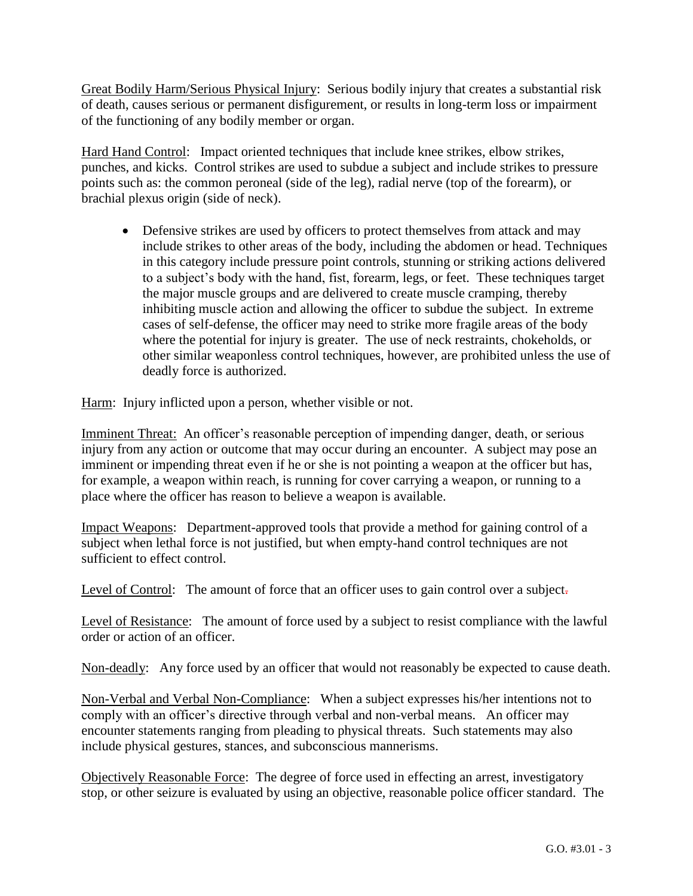Great Bodily Harm/Serious Physical Injury: Serious bodily injury that creates a substantial risk of death, causes serious or permanent disfigurement, or results in long-term loss or impairment of the functioning of any bodily member or organ.

Hard Hand Control: Impact oriented techniques that include knee strikes, elbow strikes, punches, and kicks. Control strikes are used to subdue a subject and include strikes to pressure points such as: the common peroneal (side of the leg), radial nerve (top of the forearm), or brachial plexus origin (side of neck).

- Defensive strikes are used by officers to protect themselves from attack and may include strikes to other areas of the body, including the abdomen or head. Techniques in this category include pressure point controls, stunning or striking actions delivered to a subject's body with the hand, fist, forearm, legs, or feet. These techniques target the major muscle groups and are delivered to create muscle cramping, thereby inhibiting muscle action and allowing the officer to subdue the subject. In extreme cases of self-defense, the officer may need to strike more fragile areas of the body where the potential for injury is greater. The use of neck restraints, chokeholds, or other similar weaponless control techniques, however, are prohibited unless the use of deadly force is authorized.

Harm: Injury inflicted upon a person, whether visible or not.

Imminent Threat: An officer's reasonable perception of impending danger, death, or serious injury from any action or outcome that may occur during an encounter. A subject may pose an imminent or impending threat even if he or she is not pointing a weapon at the officer but has, for example, a weapon within reach, is running for cover carrying a weapon, or running to a place where the officer has reason to believe a weapon is available.

Impact Weapons: Department-approved tools that provide a method for gaining control of a subject when lethal force is not justified, but when empty-hand control techniques are not sufficient to effect control.

Level of Control: The amount of force that an officer uses to gain control over a subject.

Level of Resistance: The amount of force used by a subject to resist compliance with the lawful order or action of an officer.

Non-deadly: Any force used by an officer that would not reasonably be expected to cause death.

Non-Verbal and Verbal Non-Compliance: When a subject expresses his/her intentions not to comply with an officer's directive through verbal and non-verbal means. An officer may encounter statements ranging from pleading to physical threats. Such statements may also include physical gestures, stances, and subconscious mannerisms.

Objectively Reasonable Force: The degree of force used in effecting an arrest, investigatory stop, or other seizure is evaluated by using an objective, reasonable police officer standard. The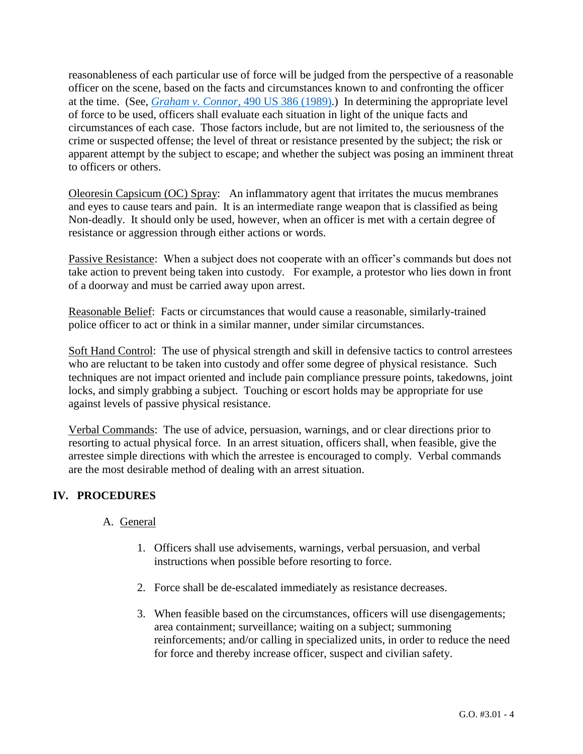reasonableness of each particular use of force will be judged from the perspective of a reasonable officer on the scene, based on the facts and circumstances known to and confronting the officer at the time. (See, *Graham v. Connor*, 490 US 386 (1989).) In determining the appropriate level of force to be used, officers shall evaluate each situation in light of the unique facts and circumstances of each case. Those factors include, but are not limited to, the seriousness of the crime or suspected offense; the level of threat or resistance presented by the subject; the risk or apparent attempt by the subject to escape; and whether the subject was posing an imminent threat to officers or others.

<u>Oleoresin Capsicum (OC) Spray</u>: An inflammatory agent that irritates the mucus membranes and eyes to cause tears and pain. It is an intermediate range weapon that is classified as being Non-deadly. It should only be used, however, when an officer is met with a certain degree of resistance or aggression through either actions or words.

<u>Passive Resistance</u>: When a subject does not cooperate with an officer's commands but does not take action to prevent being taken into custody. For example, a protestor who lies down in front of a doorway and must be carried away upon arrest.

<u>Reasonable Belief</u>: Facts or circumstances that would cause a reasonable, similarly-trained police officer to act or think in a similar manner, under similar circumstances.

<u>Soft Hand Control</u>: The use of physical strength and skill in defensive tactics to control arrestees who are reluctant to be taken into custody and offer some degree of physical resistance. Such techniques are not impact oriented and include pain compliance pressure points, takedowns, joint locks, and simply grabbing a subject. Touching or escort holds may be appropriate for use against levels of passive physical resistance.

<u>Verbal Commands</u>: The use of advice, persuasion, warnings, and or clear directions prior to resorting to actual physical force. In an arrest situation, officers shall, when feasible, give the arrestee simple directions with which the arrestee is encouraged to comply. Verbal commands are the most desirable method of dealing with an arrest situation.

## IV. PROCEDURES

### A. <u>General</u>

1. Officers shall use advisements, warnings, verbal persuasion, and verbal instructions when possible before resorting to force.

2. Force shall be de-escalated immediately as resistance decreases.

3. When feasible based on the circumstances, officers will use disengagements; area containment; surveillance; waiting on a subject; summoning reinforcements; and/or calling in specialized units, in order to reduce the need for force and thereby increase officer, suspect and civilian safety.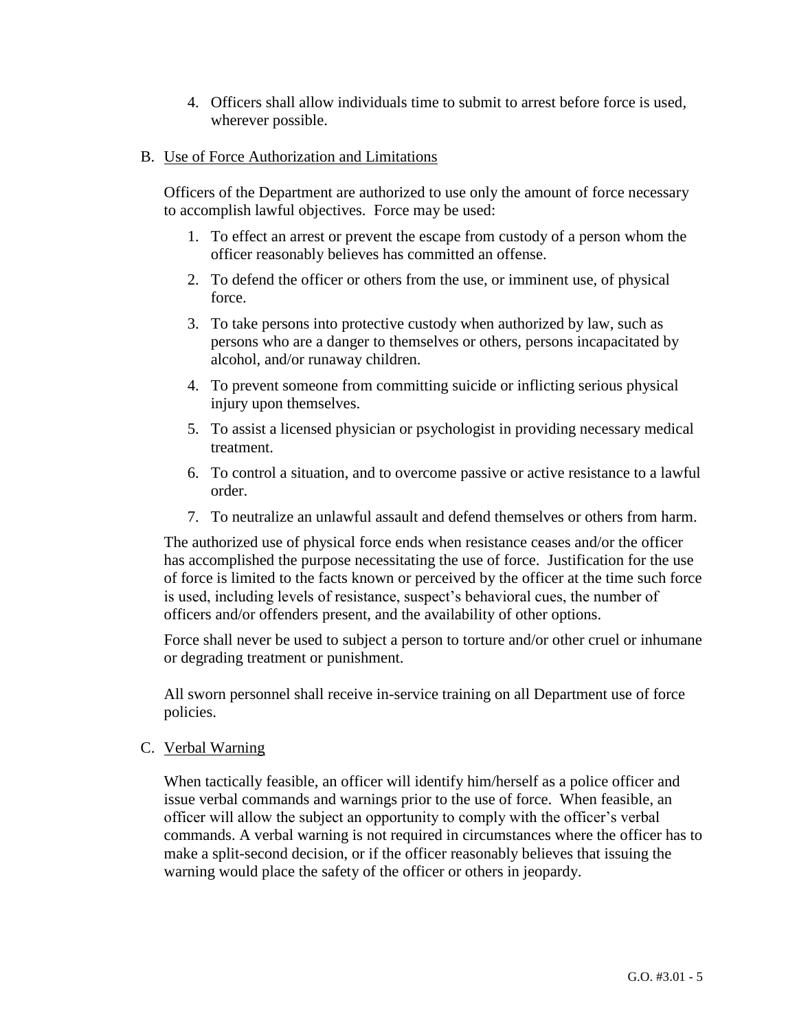4. Officers shall allow individuals time to submit to arrest before force is used, wherever possible.

## B. Use of Force Authorization and Limitations

Officers of the Department are authorized to use only the amount of force necessary to accomplish lawful objectives. Force may be used:

1. To effect an arrest or prevent the escape from custody of a person whom the officer reasonably believes has committed an offense.
2. To defend the officer or others from the use, or imminent use, of physical force.
3. To take persons into protective custody when authorized by law, such as persons who are a danger to themselves or others, persons incapacitated by alcohol, and/or runaway children.
4. To prevent someone from committing suicide or inflicting serious physical injury upon themselves.
5. To assist a licensed physician or psychologist in providing necessary medical treatment.
6. To control a situation, and to overcome passive or active resistance to a lawful order.
7. To neutralize an unlawful assault and defend themselves or others from harm.

The authorized use of physical force ends when resistance ceases and/or the officer has accomplished the purpose necessitating the use of force. Justification for the use of force is limited to the facts known or perceived by the officer at the time such force is used, including levels of resistance, suspect's behavioral cues, the number of officers and/or offenders present, and the availability of other options.

Force shall never be used to subject a person to torture and/or other cruel or inhumane or degrading treatment or punishment.

All sworn personnel shall receive in-service training on all Department use of force policies.

## C. Verbal Warning

When tactically feasible, an officer will identify him/herself as a police officer and issue verbal commands and warnings prior to the use of force. When feasible, an officer will allow the subject an opportunity to comply with the officer's verbal commands. A verbal warning is not required in circumstances where the officer has to make a split-second decision, or if the officer reasonably believes that issuing the warning would place the safety of the officer or others in jeopardy.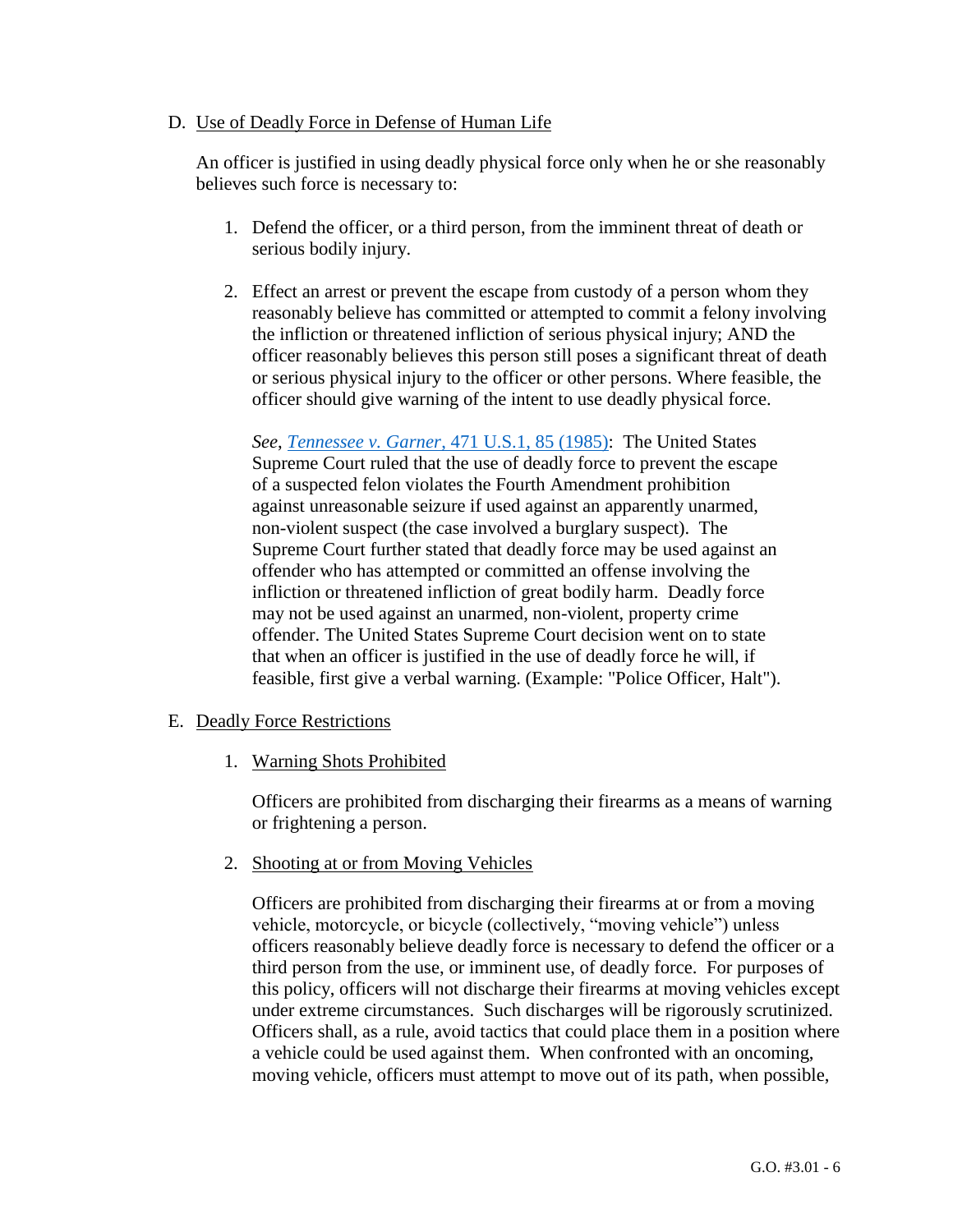D. Use of Deadly Force in Defense of Human Life

An officer is justified in using deadly physical force only when he or she reasonably believes such force is necessary to:

1. Defend the officer, or a third person, from the imminent threat of death or serious bodily injury.

2. Effect an arrest or prevent the escape from custody of a person whom they reasonably believe has committed or attempted to commit a felony involving the infliction or threatened infliction of serious physical injury; AND the officer reasonably believes this person still poses a significant threat of death or serious physical injury to the officer or other persons. Where feasible, the officer should give warning of the intent to use deadly physical force.

   *See*, [*Tennessee v. Garner*, 471 U.S.1, 85 (1985)]: The United States Supreme Court ruled that the use of deadly force to prevent the escape of a suspected felon violates the Fourth Amendment prohibition against unreasonable seizure if used against an apparently unarmed, non-violent suspect (the case involved a burglary suspect). The Supreme Court further stated that deadly force may be used against an offender who has attempted or committed an offense involving the infliction or threatened infliction of great bodily harm. Deadly force may not be used against an unarmed, non-violent, property crime offender. The United States Supreme Court decision went on to state that when an officer is justified in the use of deadly force he will, if feasible, first give a verbal warning. (Example: "Police Officer, Halt").

E. Deadly Force Restrictions

1. Warning Shots Prohibited

   Officers are prohibited from discharging their firearms as a means of warning or frightening a person.

2. Shooting at or from Moving Vehicles

   Officers are prohibited from discharging their firearms at or from a moving vehicle, motorcycle, or bicycle (collectively, "moving vehicle") unless officers reasonably believe deadly force is necessary to defend the officer or a third person from the use, or imminent use, of deadly force. For purposes of this policy, officers will not discharge their firearms at moving vehicles except under extreme circumstances. Such discharges will be rigorously scrutinized. Officers shall, as a rule, avoid tactics that could place them in a position where a vehicle could be used against them. When confronted with an oncoming, moving vehicle, officers must attempt to move out of its path, when possible,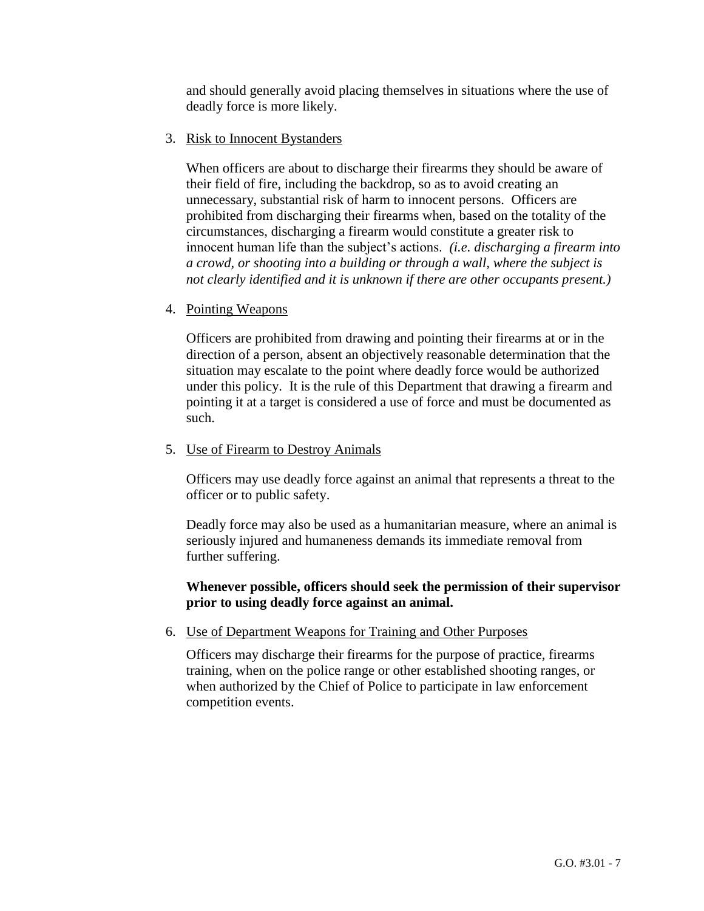and should generally avoid placing themselves in situations where the use of deadly force is more likely.

3. Risk to Innocent Bystanders

   When officers are about to discharge their firearms they should be aware of their field of fire, including the backdrop, so as to avoid creating an unnecessary, substantial risk of harm to innocent persons. Officers are prohibited from discharging their firearms when, based on the totality of the circumstances, discharging a firearm would constitute a greater risk to innocent human life than the subject's actions. *(i.e. discharging a firearm into a crowd, or shooting into a building or through a wall, where the subject is not clearly identified and it is unknown if there are other occupants present.)*

4. Pointing Weapons

   Officers are prohibited from drawing and pointing their firearms at or in the direction of a person, absent an objectively reasonable determination that the situation may escalate to the point where deadly force would be authorized under this policy. It is the rule of this Department that drawing a firearm and pointing it at a target is considered a use of force and must be documented as such.

5. Use of Firearm to Destroy Animals

   Officers may use deadly force against an animal that represents a threat to the officer or to public safety.

   Deadly force may also be used as a humanitarian measure, where an animal is seriously injured and humaneness demands its immediate removal from further suffering.

   **Whenever possible, officers should seek the permission of their supervisor prior to using deadly force against an animal.**

6. Use of Department Weapons for Training and Other Purposes

   Officers may discharge their firearms for the purpose of practice, firearms training, when on the police range or other established shooting ranges, or when authorized by the Chief of Police to participate in law enforcement competition events.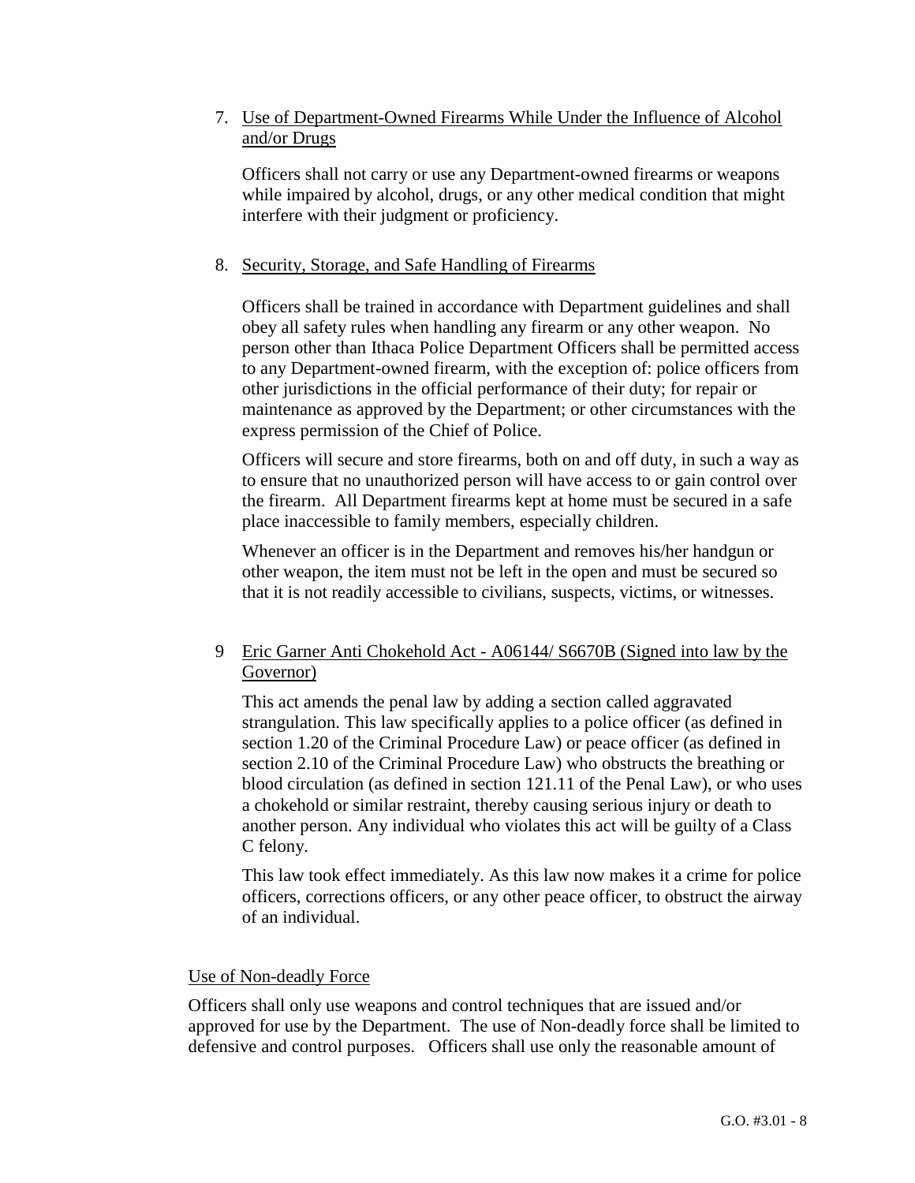7. Use of Department-Owned Firearms While Under the Influence of Alcohol and/or Drugs

   Officers shall not carry or use any Department-owned firearms or weapons while impaired by alcohol, drugs, or any other medical condition that might interfere with their judgment or proficiency.

8. Security, Storage, and Safe Handling of Firearms

   Officers shall be trained in accordance with Department guidelines and shall obey all safety rules when handling any firearm or any other weapon. No person other than Ithaca Police Department Officers shall be permitted access to any Department-owned firearm, with the exception of: police officers from other jurisdictions in the official performance of their duty; for repair or maintenance as approved by the Department; or other circumstances with the express permission of the Chief of Police.

   Officers will secure and store firearms, both on and off duty, in such a way as to ensure that no unauthorized person will have access to or gain control over the firearm. All Department firearms kept at home must be secured in a safe place inaccessible to family members, especially children.

   Whenever an officer is in the Department and removes his/her handgun or other weapon, the item must not be left in the open and must be secured so that it is not readily accessible to civilians, suspects, victims, or witnesses.

9 Eric Garner Anti Chokehold Act - A06144/ S6670B (Signed into law by the Governor)

   This act amends the penal law by adding a section called aggravated strangulation. This law specifically applies to a police officer (as defined in section 1.20 of the Criminal Procedure Law) or peace officer (as defined in section 2.10 of the Criminal Procedure Law) who obstructs the breathing or blood circulation (as defined in section 121.11 of the Penal Law), or who uses a chokehold or similar restraint, thereby causing serious injury or death to another person. Any individual who violates this act will be guilty of a Class C felony.

   This law took effect immediately. As this law now makes it a crime for police officers, corrections officers, or any other peace officer, to obstruct the airway of an individual.

Use of Non-deadly Force

Officers shall only use weapons and control techniques that are issued and/or approved for use by the Department. The use of Non-deadly force shall be limited to defensive and control purposes. Officers shall use only the reasonable amount of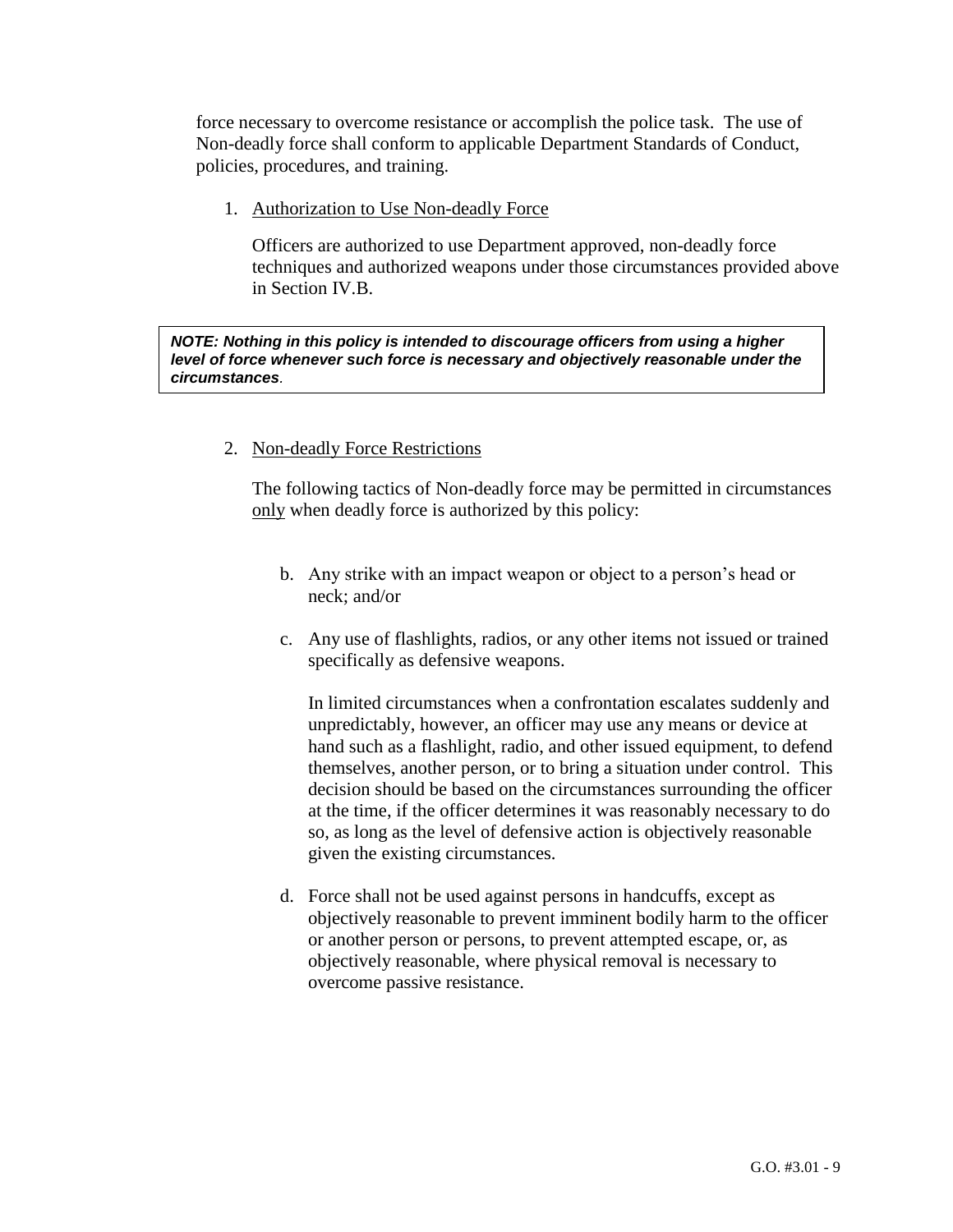force necessary to overcome resistance or accomplish the police task. The use of Non-deadly force shall conform to applicable Department Standards of Conduct, policies, procedures, and training.

1. Authorization to Use Non-deadly Force

   Officers are authorized to use Department approved, non-deadly force techniques and authorized weapons under those circumstances provided above in Section IV.B.

> ***NOTE: Nothing in this policy is intended to discourage officers from using a higher level of force whenever such force is necessary and objectively reasonable under the circumstances.***

2. Non-deadly Force Restrictions

   The following tactics of Non-deadly force may be permitted in circumstances only when deadly force is authorized by this policy:

   b. Any strike with an impact weapon or object to a person's head or neck; and/or

   c. Any use of flashlights, radios, or any other items not issued or trained specifically as defensive weapons.

      In limited circumstances when a confrontation escalates suddenly and unpredictably, however, an officer may use any means or device at hand such as a flashlight, radio, and other issued equipment, to defend themselves, another person, or to bring a situation under control. This decision should be based on the circumstances surrounding the officer at the time, if the officer determines it was reasonably necessary to do so, as long as the level of defensive action is objectively reasonable given the existing circumstances.

   d. Force shall not be used against persons in handcuffs, except as objectively reasonable to prevent imminent bodily harm to the officer or another person or persons, to prevent attempted escape, or, as objectively reasonable, where physical removal is necessary to overcome passive resistance.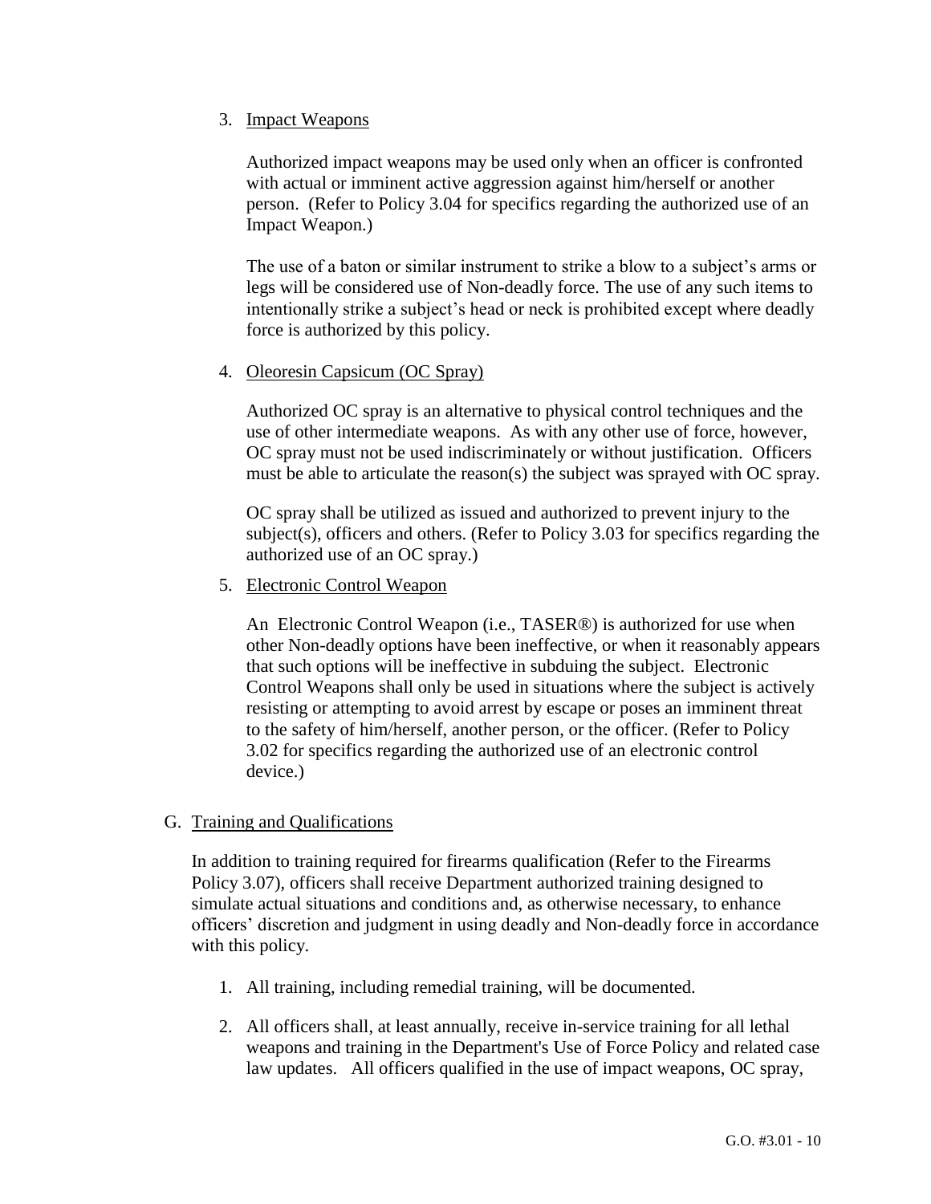3. Impact Weapons

   Authorized impact weapons may be used only when an officer is confronted with actual or imminent active aggression against him/herself or another person. (Refer to Policy 3.04 for specifics regarding the authorized use of an Impact Weapon.)

   The use of a baton or similar instrument to strike a blow to a subject's arms or legs will be considered use of Non-deadly force. The use of any such items to intentionally strike a subject's head or neck is prohibited except where deadly force is authorized by this policy.

4. Oleoresin Capsicum (OC Spray)

   Authorized OC spray is an alternative to physical control techniques and the use of other intermediate weapons. As with any other use of force, however, OC spray must not be used indiscriminately or without justification. Officers must be able to articulate the reason(s) the subject was sprayed with OC spray.

   OC spray shall be utilized as issued and authorized to prevent injury to the subject(s), officers and others. (Refer to Policy 3.03 for specifics regarding the authorized use of an OC spray.)

5. Electronic Control Weapon

   An Electronic Control Weapon (i.e., TASER®) is authorized for use when other Non-deadly options have been ineffective, or when it reasonably appears that such options will be ineffective in subduing the subject. Electronic Control Weapons shall only be used in situations where the subject is actively resisting or attempting to avoid arrest by escape or poses an imminent threat to the safety of him/herself, another person, or the officer. (Refer to Policy 3.02 for specifics regarding the authorized use of an electronic control device.)

G. Training and Qualifications

In addition to training required for firearms qualification (Refer to the Firearms Policy 3.07), officers shall receive Department authorized training designed to simulate actual situations and conditions and, as otherwise necessary, to enhance officers' discretion and judgment in using deadly and Non-deadly force in accordance with this policy.

1. All training, including remedial training, will be documented.

2. All officers shall, at least annually, receive in-service training for all lethal weapons and training in the Department's Use of Force Policy and related case law updates. All officers qualified in the use of impact weapons, OC spray,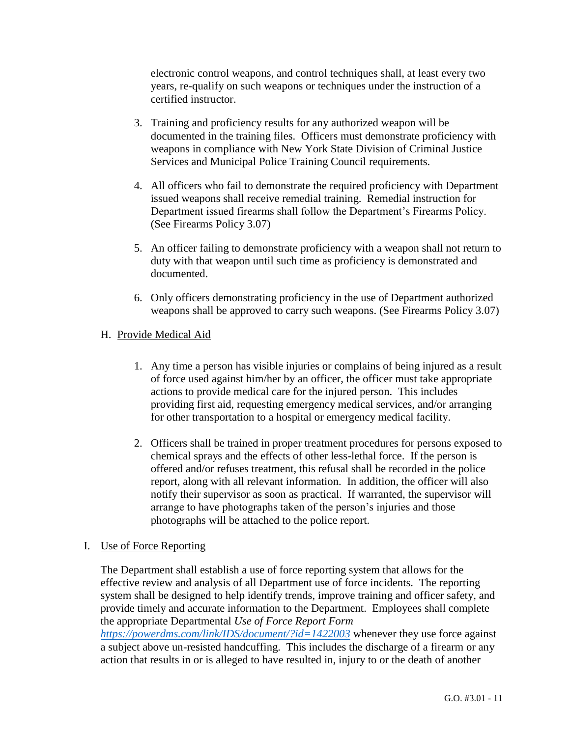electronic control weapons, and control techniques shall, at least every two years, re-qualify on such weapons or techniques under the instruction of a certified instructor.

3. Training and proficiency results for any authorized weapon will be documented in the training files. Officers must demonstrate proficiency with weapons in compliance with New York State Division of Criminal Justice Services and Municipal Police Training Council requirements.

4. All officers who fail to demonstrate the required proficiency with Department issued weapons shall receive remedial training. Remedial instruction for Department issued firearms shall follow the Department's Firearms Policy. (See Firearms Policy 3.07)

5. An officer failing to demonstrate proficiency with a weapon shall not return to duty with that weapon until such time as proficiency is demonstrated and documented.

6. Only officers demonstrating proficiency in the use of Department authorized weapons shall be approved to carry such weapons. (See Firearms Policy 3.07)

H. Provide Medical Aid

1. Any time a person has visible injuries or complains of being injured as a result of force used against him/her by an officer, the officer must take appropriate actions to provide medical care for the injured person. This includes providing first aid, requesting emergency medical services, and/or arranging for other transportation to a hospital or emergency medical facility.

2. Officers shall be trained in proper treatment procedures for persons exposed to chemical sprays and the effects of other less-lethal force. If the person is offered and/or refuses treatment, this refusal shall be recorded in the police report, along with all relevant information. In addition, the officer will also notify their supervisor as soon as practical. If warranted, the supervisor will arrange to have photographs taken of the person's injuries and those photographs will be attached to the police report.

I. Use of Force Reporting

The Department shall establish a use of force reporting system that allows for the effective review and analysis of all Department use of force incidents. The reporting system shall be designed to help identify trends, improve training and officer safety, and provide timely and accurate information to the Department. Employees shall complete the appropriate Departmental *Use of Force Report Form* https://powerdms.com/link/IDS/document/?id=1422003 whenever they use force against a subject above un-resisted handcuffing. This includes the discharge of a firearm or any action that results in or is alleged to have resulted in, injury to or the death of another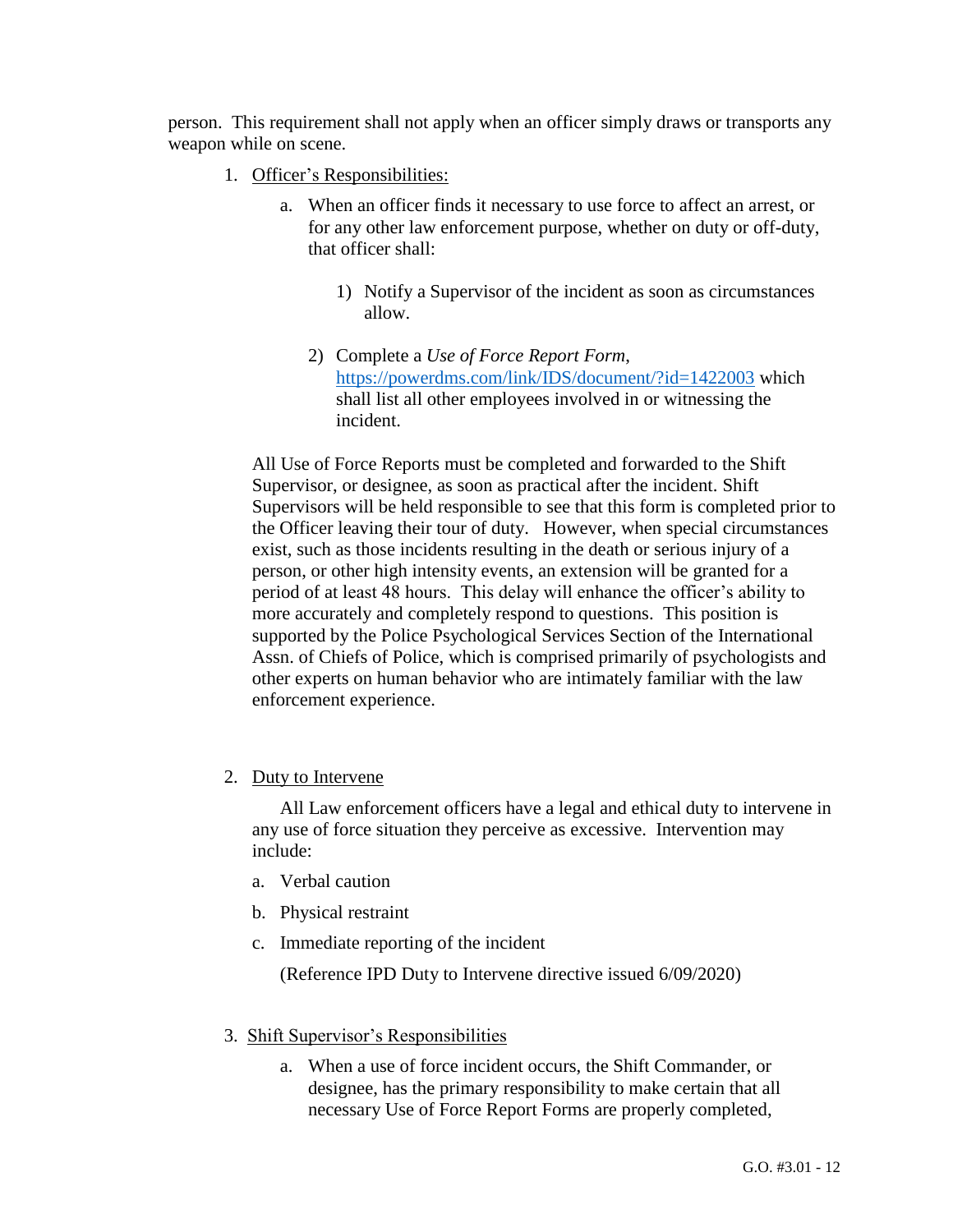person. This requirement shall not apply when an officer simply draws or transports any weapon while on scene.

1. <u>Officer's Responsibilities:</u>

   a. When an officer finds it necessary to use force to affect an arrest, or for any other law enforcement purpose, whether on duty or off-duty, that officer shall:

      1) Notify a Supervisor of the incident as soon as circumstances allow.

      2) Complete a *Use of Force Report Form*, https://powerdms.com/link/IDS/document/?id=1422003 which shall list all other employees involved in or witnessing the incident.

   All Use of Force Reports must be completed and forwarded to the Shift Supervisor, or designee, as soon as practical after the incident. Shift Supervisors will be held responsible to see that this form is completed prior to the Officer leaving their tour of duty. However, when special circumstances exist, such as those incidents resulting in the death or serious injury of a person, or other high intensity events, an extension will be granted for a period of at least 48 hours. This delay will enhance the officer's ability to more accurately and completely respond to questions. This position is supported by the Police Psychological Services Section of the International Assn. of Chiefs of Police, which is comprised primarily of psychologists and other experts on human behavior who are intimately familiar with the law enforcement experience.

2. <u>Duty to Intervene</u>

   All Law enforcement officers have a legal and ethical duty to intervene in any use of force situation they perceive as excessive. Intervention may include:

   a. Verbal caution

   b. Physical restraint

   c. Immediate reporting of the incident

   (Reference IPD Duty to Intervene directive issued 6/09/2020)

3. <u>Shift Supervisor's Responsibilities</u>

   a. When a use of force incident occurs, the Shift Commander, or designee, has the primary responsibility to make certain that all necessary Use of Force Report Forms are properly completed,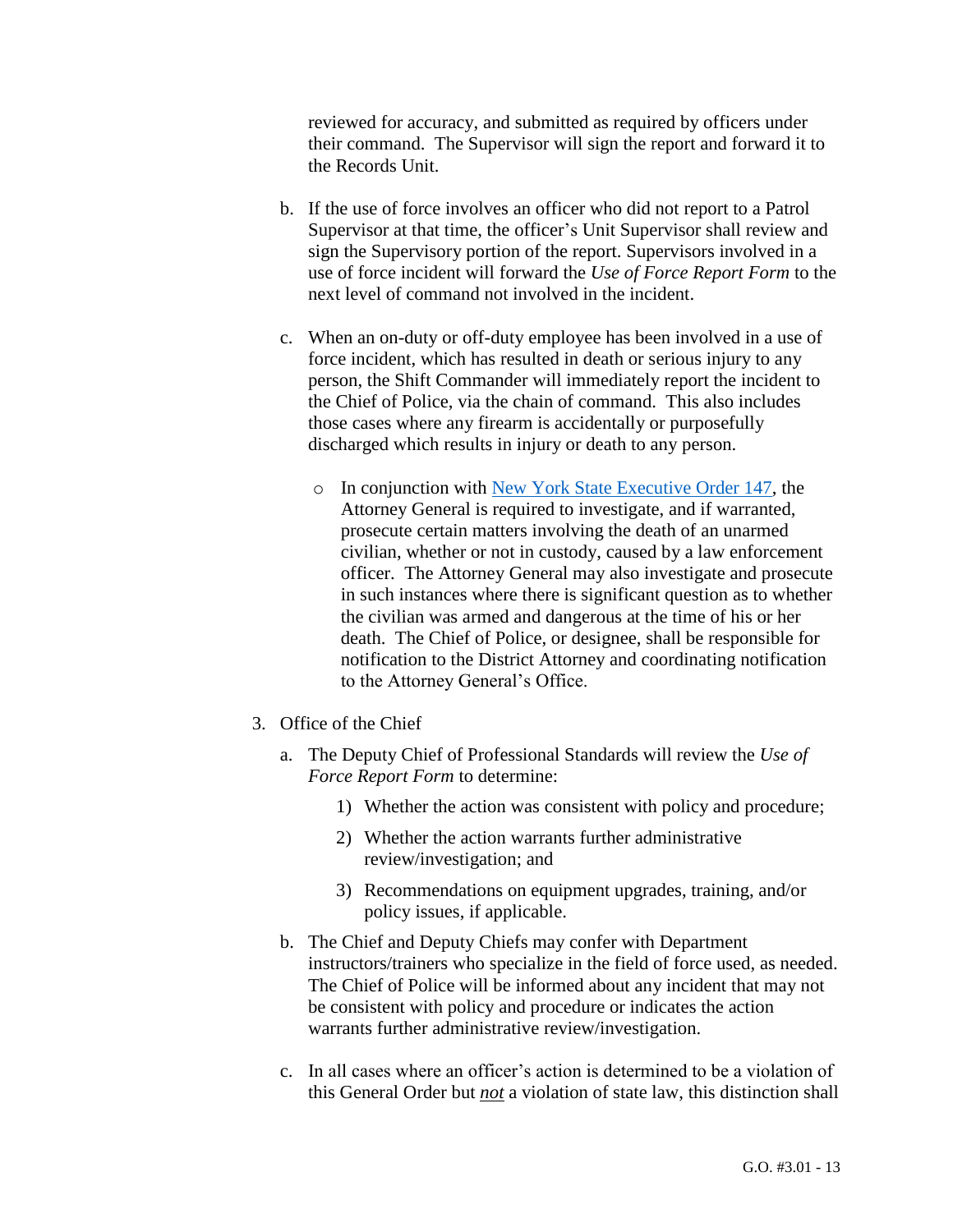reviewed for accuracy, and submitted as required by officers under their command. The Supervisor will sign the report and forward it to the Records Unit.

b. If the use of force involves an officer who did not report to a Patrol Supervisor at that time, the officer's Unit Supervisor shall review and sign the Supervisory portion of the report. Supervisors involved in a use of force incident will forward the *Use of Force Report Form* to the next level of command not involved in the incident.

c. When an on-duty or off-duty employee has been involved in a use of force incident, which has resulted in death or serious injury to any person, the Shift Commander will immediately report the incident to the Chief of Police, via the chain of command. This also includes those cases where any firearm is accidentally or purposefully discharged which results in injury or death to any person.

   - In conjunction with [New York State Executive Order 147](), the Attorney General is required to investigate, and if warranted, prosecute certain matters involving the death of an unarmed civilian, whether or not in custody, caused by a law enforcement officer. The Attorney General may also investigate and prosecute in such instances where there is significant question as to whether the civilian was armed and dangerous at the time of his or her death. The Chief of Police, or designee, shall be responsible for notification to the District Attorney and coordinating notification to the Attorney General's Office.

3. Office of the Chief

   a. The Deputy Chief of Professional Standards will review the *Use of Force Report Form* to determine:

      1) Whether the action was consistent with policy and procedure;

      2) Whether the action warrants further administrative review/investigation; and

      3) Recommendations on equipment upgrades, training, and/or policy issues, if applicable.

   b. The Chief and Deputy Chiefs may confer with Department instructors/trainers who specialize in the field of force used, as needed. The Chief of Police will be informed about any incident that may not be consistent with policy and procedure or indicates the action warrants further administrative review/investigation.

   c. In all cases where an officer's action is determined to be a violation of this General Order but ***not*** a violation of state law, this distinction shall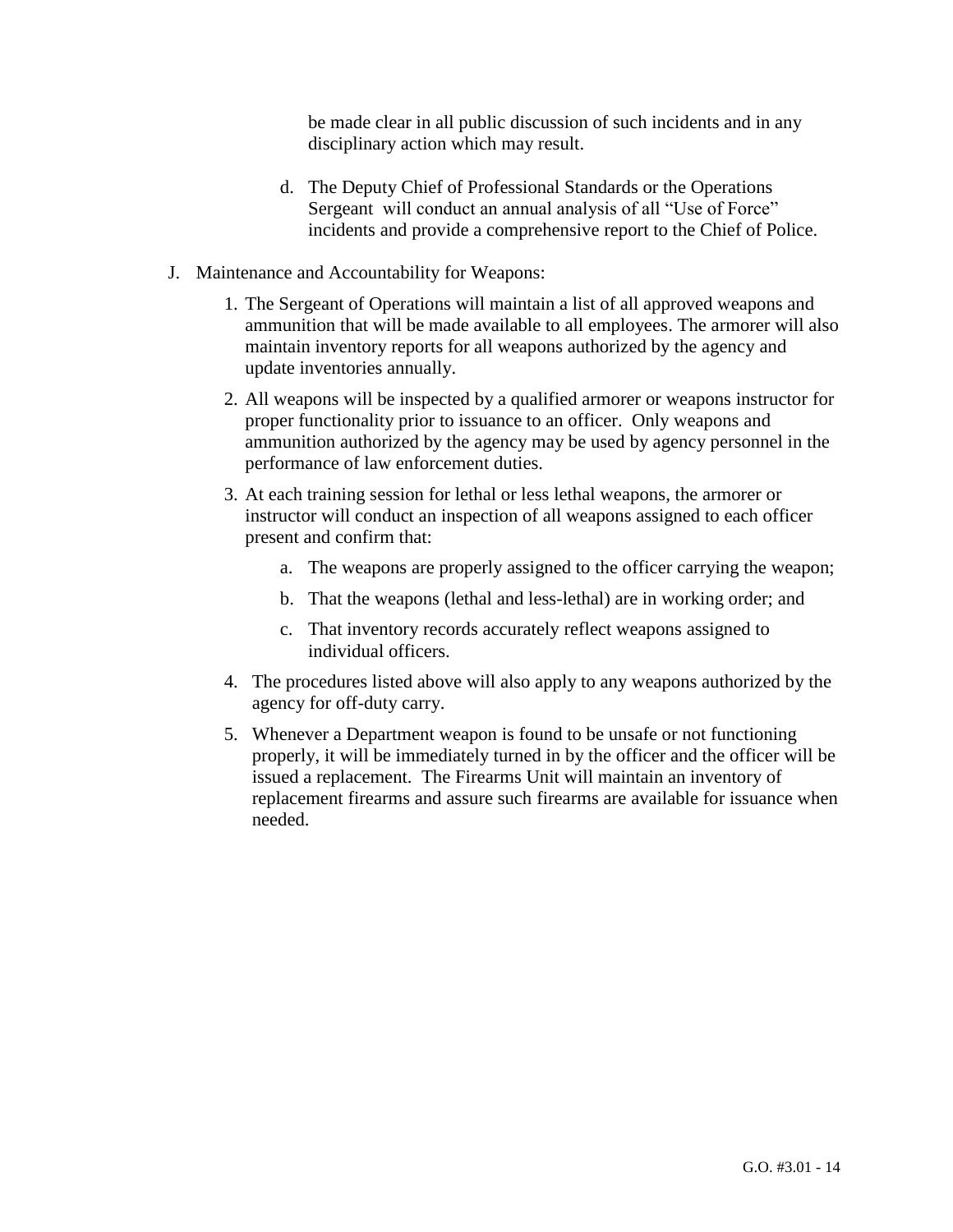be made clear in all public discussion of such incidents and in any disciplinary action which may result.

d. The Deputy Chief of Professional Standards or the Operations Sergeant will conduct an annual analysis of all "Use of Force" incidents and provide a comprehensive report to the Chief of Police.

J. Maintenance and Accountability for Weapons:

1. The Sergeant of Operations will maintain a list of all approved weapons and ammunition that will be made available to all employees. The armorer will also maintain inventory reports for all weapons authorized by the agency and update inventories annually.

2. All weapons will be inspected by a qualified armorer or weapons instructor for proper functionality prior to issuance to an officer. Only weapons and ammunition authorized by the agency may be used by agency personnel in the performance of law enforcement duties.

3. At each training session for lethal or less lethal weapons, the armorer or instructor will conduct an inspection of all weapons assigned to each officer present and confirm that:

   a. The weapons are properly assigned to the officer carrying the weapon;

   b. That the weapons (lethal and less-lethal) are in working order; and

   c. That inventory records accurately reflect weapons assigned to individual officers.

4. The procedures listed above will also apply to any weapons authorized by the agency for off-duty carry.

5. Whenever a Department weapon is found to be unsafe or not functioning properly, it will be immediately turned in by the officer and the officer will be issued a replacement. The Firearms Unit will maintain an inventory of replacement firearms and assure such firearms are available for issuance when needed.